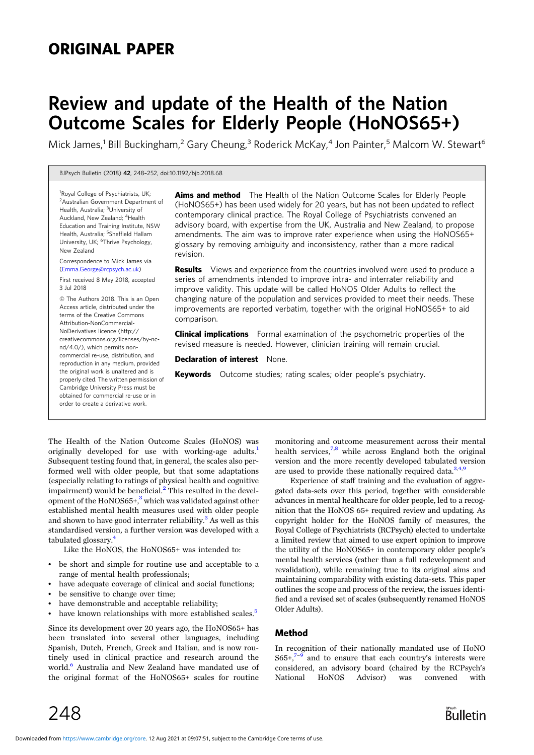# ORIGINAL PAPER

# Review and update of the Health of the Nation Outcome Scales for Elderly People (HoNOS65+)

Mick James,[1] Bill Buckingham,[2] Gary Cheung,[3] Roderick McKay,[4] Jon Painter,[5] Malcom W. Stewart[6]

[1]Royal College of Psychiatrists, UK; [2]Australian Government Department of Health, Australia; [3]University of Auckland, New Zealand; [4]Health Education and Training Institute, NSW Health, Australia; [5]Sheffield Hallam University, UK; [6]Thrive Psychology, New Zealand

Correspondence to Mick James via (Emma.George@rcpsych.ac.uk)

First received 8 May 2018, accepted 3 Jul 2018

© The Authors 2018. This is an Open Access article, distributed under the terms of the Creative Commons Attribution-NonCommercial-NoDerivatives licence (http://creativecommons.org/licenses/by-nc-nd/4.0/), which permits non-commercial re-use, distribution, and reproduction in any medium, provided the original work is unaltered and is properly cited. The written permission of Cambridge University Press must be obtained for commercial re-use or in order to create a derivative work.

**Aims and method** The Health of the Nation Outcome Scales for Elderly People (HoNOS65+) has been used widely for 20 years, but has not been updated to reflect contemporary clinical practice. The Royal College of Psychiatrists convened an advisory board, with expertise from the UK, Australia and New Zealand, to propose amendments. The aim was to improve rater experience when using the HoNOS65+ glossary by removing ambiguity and inconsistency, rather than a more radical revision.

**Results** Views and experience from the countries involved were used to produce a series of amendments intended to improve intra- and interrater reliability and improve validity. This update will be called HoNOS Older Adults to reflect the changing nature of the population and services provided to meet their needs. These improvements are reported verbatim, together with the original HoNOS65+ to aid comparison.

**Clinical implications** Formal examination of the psychometric properties of the revised measure is needed. However, clinician training will remain crucial.

**Declaration of interest** None.

**Keywords** Outcome studies; rating scales; older people's psychiatry.

The Health of the Nation Outcome Scales (HoNOS) was originally developed for use with working-age adults.[1] Subsequent testing found that, in general, the scales also performed well with older people, but that some adaptations (especially relating to ratings of physical health and cognitive impairment) would be beneficial.[2] This resulted in the development of the HoNOS65+,[3] which was validated against other established mental health measures used with older people and shown to have good interrater reliability.[3] As well as this standardised version, a further version was developed with a tabulated glossary.[4]

Like the HoNOS, the HoNOS65+ was intended to:

- be short and simple for routine use and acceptable to a range of mental health professionals;
- have adequate coverage of clinical and social functions;
- be sensitive to change over time;
- have demonstrable and acceptable reliability;
- have known relationships with more established scales.[5]

Since its development over 20 years ago, the HoNOS65+ has been translated into several other languages, including Spanish, Dutch, French, Greek and Italian, and is now routinely used in clinical practice and research around the world.[6] Australia and New Zealand have mandated use of the original format of the HoNOS65+ scales for routine monitoring and outcome measurement across their mental health services,[7,8] while across England both the original version and the more recently developed tabulated version are used to provide these nationally required data.[3,4,9]

Experience of staff training and the evaluation of aggregated data-sets over this period, together with considerable advances in mental healthcare for older people, led to a recognition that the HoNOS 65+ required review and updating. As copyright holder for the HoNOS family of measures, the Royal College of Psychiatrists (RCPsych) elected to undertake a limited review that aimed to use expert opinion to improve the utility of the HoNOS65+ in contemporary older people's mental health services (rather than a full redevelopment and revalidation), while remaining true to its original aims and maintaining comparability with existing data-sets. This paper outlines the scope and process of the review, the issues identified and a revised set of scales (subsequently renamed HoNOS Older Adults).

## Method

In recognition of their nationally mandated use of HoNOS65+,[7–9] and to ensure that each country's interests were considered, an advisory board (chaired by the RCPsych's National HoNOS Advisor) was convened with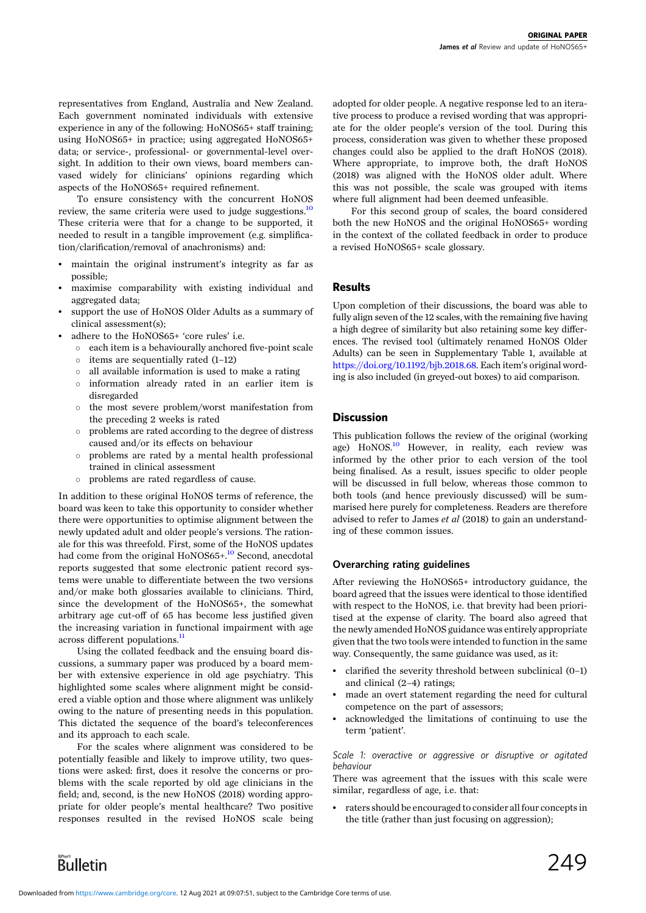representatives from England, Australia and New Zealand. Each government nominated individuals with extensive experience in any of the following: HoNOS65+ staff training; using HoNOS65+ in practice; using aggregated HoNOS65+ data; or service-, professional- or governmental-level oversight. In addition to their own views, board members canvased widely for clinicians' opinions regarding which aspects of the HoNOS65+ required refinement.

To ensure consistency with the concurrent HoNOS review, the same criteria were used to judge suggestions.[10] These criteria were that for a change to be supported, it needed to result in a tangible improvement (e.g. simplification/clarification/removal of anachronisms) and:

- maintain the original instrument's integrity as far as possible;
- maximise comparability with existing individual and aggregated data;
- support the use of HoNOS Older Adults as a summary of clinical assessment(s);
- adhere to the HoNOS65+ 'core rules' i.e.
  - each item is a behaviourally anchored five-point scale
  - items are sequentially rated (1–12)
  - all available information is used to make a rating
  - information already rated in an earlier item is disregarded
  - the most severe problem/worst manifestation from the preceding 2 weeks is rated
  - problems are rated according to the degree of distress caused and/or its effects on behaviour
  - problems are rated by a mental health professional trained in clinical assessment
  - problems are rated regardless of cause.

In addition to these original HoNOS terms of reference, the board was keen to take this opportunity to consider whether there were opportunities to optimise alignment between the newly updated adult and older people's versions. The rationale for this was threefold. First, some of the HoNOS updates had come from the original HoNOS65+.[10] Second, anecdotal reports suggested that some electronic patient record systems were unable to differentiate between the two versions and/or make both glossaries available to clinicians. Third, since the development of the HoNOS65+, the somewhat arbitrary age cut-off of 65 has become less justified given the increasing variation in functional impairment with age across different populations.[11]

Using the collated feedback and the ensuing board discussions, a summary paper was produced by a board member with extensive experience in old age psychiatry. This highlighted some scales where alignment might be considered a viable option and those where alignment was unlikely owing to the nature of presenting needs in this population. This dictated the sequence of the board's teleconferences and its approach to each scale.

For the scales where alignment was considered to be potentially feasible and likely to improve utility, two questions were asked: first, does it resolve the concerns or problems with the scale reported by old age clinicians in the field; and, second, is the new HoNOS (2018) wording appropriate for older people's mental healthcare? Two positive responses resulted in the revised HoNOS scale being adopted for older people. A negative response led to an iterative process to produce a revised wording that was appropriate for the older people's version of the tool. During this process, consideration was given to whether these proposed changes could also be applied to the draft HoNOS (2018). Where appropriate, to improve both, the draft HoNOS (2018) was aligned with the HoNOS older adult. Where this was not possible, the scale was grouped with items where full alignment had been deemed unfeasible.

For this second group of scales, the board considered both the new HoNOS and the original HoNOS65+ wording in the context of the collated feedback in order to produce a revised HoNOS65+ scale glossary.

## Results

Upon completion of their discussions, the board was able to fully align seven of the 12 scales, with the remaining five having a high degree of similarity but also retaining some key differences. The revised tool (ultimately renamed HoNOS Older Adults) can be seen in Supplementary Table 1, available at https://doi.org/10.1192/bjb.2018.68. Each item's original wording is also included (in greyed-out boxes) to aid comparison.

## Discussion

This publication follows the review of the original (working age) HoNOS.[10] However, in reality, each review was informed by the other prior to each version of the tool being finalised. As a result, issues specific to older people will be discussed in full below, whereas those common to both tools (and hence previously discussed) will be summarised here purely for completeness. Readers are therefore advised to refer to James *et al* (2018) to gain an understanding of these common issues.

### Overarching rating guidelines

After reviewing the HoNOS65+ introductory guidance, the board agreed that the issues were identical to those identified with respect to the HoNOS, i.e. that brevity had been prioritised at the expense of clarity. The board also agreed that the newly amended HoNOS guidance was entirely appropriate given that the two tools were intended to function in the same way. Consequently, the same guidance was used, as it:

- clarified the severity threshold between subclinical (0–1) and clinical (2–4) ratings;
- made an overt statement regarding the need for cultural competence on the part of assessors;
- acknowledged the limitations of continuing to use the term 'patient'.

*Scale 1: overactive or aggressive or disruptive or agitated behaviour*

There was agreement that the issues with this scale were similar, regardless of age, i.e. that:

- raters should be encouraged to consider all four concepts in the title (rather than just focusing on aggression);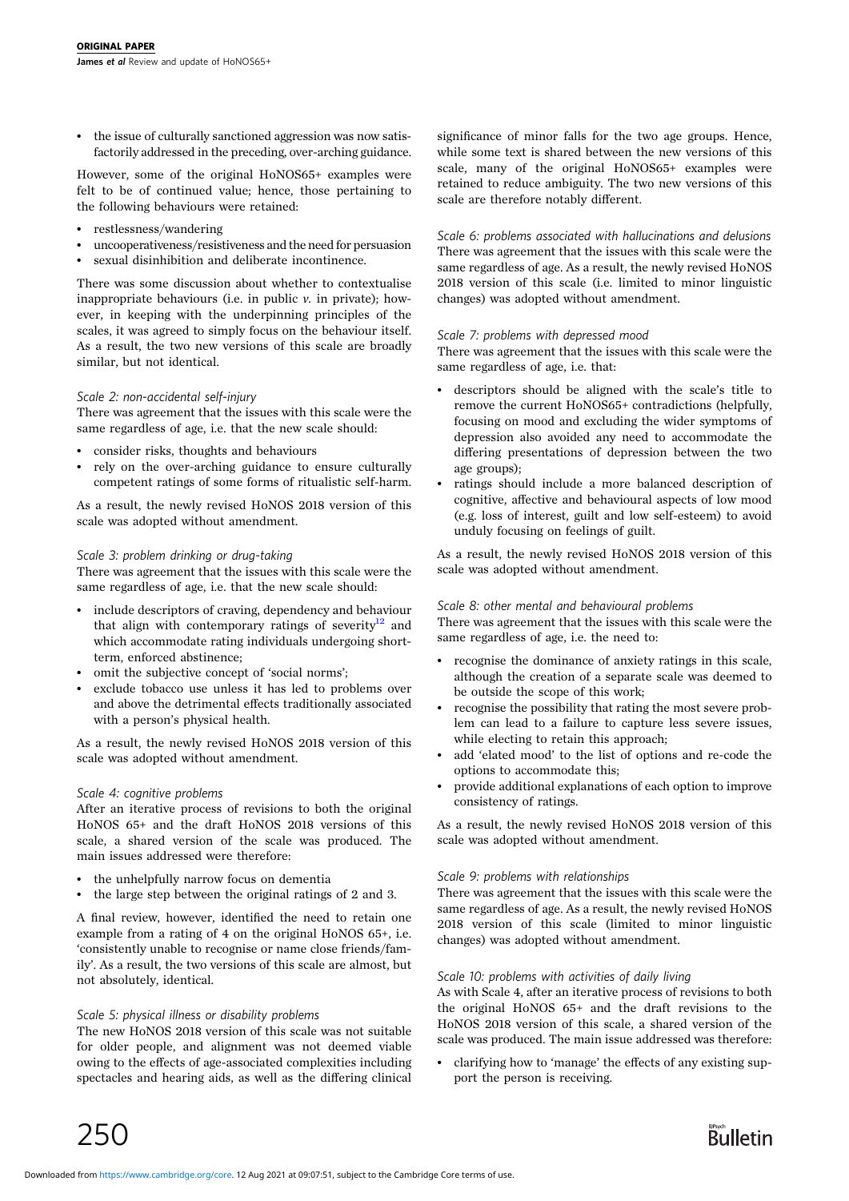- the issue of culturally sanctioned aggression was now satisfactorily addressed in the preceding, over-arching guidance.

However, some of the original HoNOS65+ examples were felt to be of continued value; hence, those pertaining to the following behaviours were retained:

- restlessness/wandering
- uncooperativeness/resistiveness and the need for persuasion
- sexual disinhibition and deliberate incontinence.

There was some discussion about whether to contextualise inappropriate behaviours (i.e. in public *v.* in private); however, in keeping with the underpinning principles of the scales, it was agreed to simply focus on the behaviour itself. As a result, the two new versions of this scale are broadly similar, but not identical.

*Scale 2: non-accidental self-injury*

There was agreement that the issues with this scale were the same regardless of age, i.e. that the new scale should:

- consider risks, thoughts and behaviours
- rely on the over-arching guidance to ensure culturally competent ratings of some forms of ritualistic self-harm.

As a result, the newly revised HoNOS 2018 version of this scale was adopted without amendment.

*Scale 3: problem drinking or drug-taking*

There was agreement that the issues with this scale were the same regardless of age, i.e. that the new scale should:

- include descriptors of craving, dependency and behaviour that align with contemporary ratings of severity[12] and which accommodate rating individuals undergoing short-term, enforced abstinence;
- omit the subjective concept of 'social norms';
- exclude tobacco use unless it has led to problems over and above the detrimental effects traditionally associated with a person's physical health.

As a result, the newly revised HoNOS 2018 version of this scale was adopted without amendment.

*Scale 4: cognitive problems*

After an iterative process of revisions to both the original HoNOS 65+ and the draft HoNOS 2018 versions of this scale, a shared version of the scale was produced. The main issues addressed were therefore:

- the unhelpfully narrow focus on dementia
- the large step between the original ratings of 2 and 3.

A final review, however, identified the need to retain one example from a rating of 4 on the original HoNOS 65+, i.e. 'consistently unable to recognise or name close friends/family'. As a result, the two versions of this scale are almost, but not absolutely, identical.

*Scale 5: physical illness or disability problems*

The new HoNOS 2018 version of this scale was not suitable for older people, and alignment was not deemed viable owing to the effects of age-associated complexities including spectacles and hearing aids, as well as the differing clinical significance of minor falls for the two age groups. Hence, while some text is shared between the new versions of this scale, many of the original HoNOS65+ examples were retained to reduce ambiguity. The two new versions of this scale are therefore notably different.

*Scale 6: problems associated with hallucinations and delusions*

There was agreement that the issues with this scale were the same regardless of age. As a result, the newly revised HoNOS 2018 version of this scale (i.e. limited to minor linguistic changes) was adopted without amendment.

*Scale 7: problems with depressed mood*

There was agreement that the issues with this scale were the same regardless of age, i.e. that:

- descriptors should be aligned with the scale's title to remove the current HoNOS65+ contradictions (helpfully, focusing on mood and excluding the wider symptoms of depression also avoided any need to accommodate the differing presentations of depression between the two age groups);
- ratings should include a more balanced description of cognitive, affective and behavioural aspects of low mood (e.g. loss of interest, guilt and low self-esteem) to avoid unduly focusing on feelings of guilt.

As a result, the newly revised HoNOS 2018 version of this scale was adopted without amendment.

*Scale 8: other mental and behavioural problems*

There was agreement that the issues with this scale were the same regardless of age, i.e. the need to:

- recognise the dominance of anxiety ratings in this scale, although the creation of a separate scale was deemed to be outside the scope of this work;
- recognise the possibility that rating the most severe problem can lead to a failure to capture less severe issues, while electing to retain this approach;
- add 'elated mood' to the list of options and re-code the options to accommodate this;
- provide additional explanations of each option to improve consistency of ratings.

As a result, the newly revised HoNOS 2018 version of this scale was adopted without amendment.

*Scale 9: problems with relationships*

There was agreement that the issues with this scale were the same regardless of age. As a result, the newly revised HoNOS 2018 version of this scale (limited to minor linguistic changes) was adopted without amendment.

*Scale 10: problems with activities of daily living*

As with Scale 4, after an iterative process of revisions to both the original HoNOS 65+ and the draft revisions to the HoNOS 2018 version of this scale, a shared version of the scale was produced. The main issue addressed was therefore:

- clarifying how to 'manage' the effects of any existing support the person is receiving.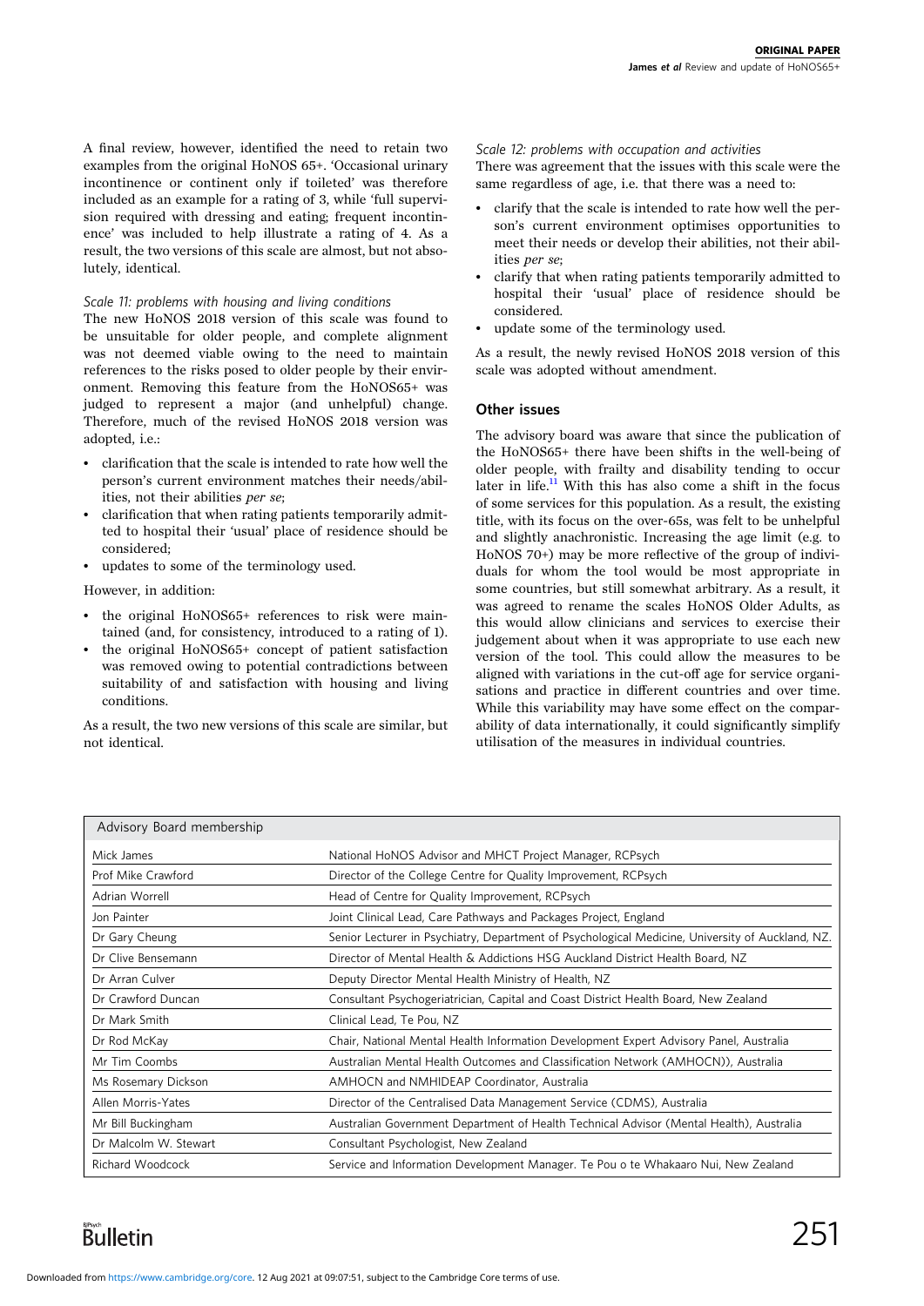A final review, however, identified the need to retain two examples from the original HoNOS 65+. 'Occasional urinary incontinence or continent only if toileted' was therefore included as an example for a rating of 3, while 'full supervision required with dressing and eating; frequent incontinence' was included to help illustrate a rating of 4. As a result, the two versions of this scale are almost, but not absolutely, identical.

*Scale 11: problems with housing and living conditions*

The new HoNOS 2018 version of this scale was found to be unsuitable for older people, and complete alignment was not deemed viable owing to the need to maintain references to the risks posed to older people by their environment. Removing this feature from the HoNOS65+ was judged to represent a major (and unhelpful) change. Therefore, much of the revised HoNOS 2018 version was adopted, i.e.:

- clarification that the scale is intended to rate how well the person's current environment matches their needs/abilities, not their abilities *per se*;
- clarification that when rating patients temporarily admitted to hospital their 'usual' place of residence should be considered;
- updates to some of the terminology used.

However, in addition:

- the original HoNOS65+ references to risk were maintained (and, for consistency, introduced to a rating of 1).
- the original HoNOS65+ concept of patient satisfaction was removed owing to potential contradictions between suitability of and satisfaction with housing and living conditions.

As a result, the two new versions of this scale are similar, but not identical.

*Scale 12: problems with occupation and activities*

There was agreement that the issues with this scale were the same regardless of age, i.e. that there was a need to:

- clarify that the scale is intended to rate how well the person's current environment optimises opportunities to meet their needs or develop their abilities, not their abilities *per se*;
- clarify that when rating patients temporarily admitted to hospital their 'usual' place of residence should be considered.
- update some of the terminology used.

As a result, the newly revised HoNOS 2018 version of this scale was adopted without amendment.

## Other issues

The advisory board was aware that since the publication of the HoNOS65+ there have been shifts in the well-being of older people, with frailty and disability tending to occur later in life.[11] With this has also come a shift in the focus of some services for this population. As a result, the existing title, with its focus on the over-65s, was felt to be unhelpful and slightly anachronistic. Increasing the age limit (e.g. to HoNOS 70+) may be more reflective of the group of individuals for whom the tool would be most appropriate in some countries, but still somewhat arbitrary. As a result, it was agreed to rename the scales HoNOS Older Adults, as this would allow clinicians and services to exercise their judgement about when it was appropriate to use each new version of the tool. This could allow the measures to be aligned with variations in the cut-off age for service organisations and practice in different countries and over time. While this variability may have some effect on the comparability of data internationally, it could significantly simplify utilisation of the measures in individual countries.

| Advisory Board membership | |
| --- | --- |
| Mick James | National HoNOS Advisor and MHCT Project Manager, RCPsych |
| Prof Mike Crawford | Director of the College Centre for Quality Improvement, RCPsych |
| Adrian Worrell | Head of Centre for Quality Improvement, RCPsych |
| Jon Painter | Joint Clinical Lead, Care Pathways and Packages Project, England |
| Dr Gary Cheung | Senior Lecturer in Psychiatry, Department of Psychological Medicine, University of Auckland, NZ. |
| Dr Clive Bensemann | Director of Mental Health & Addictions HSG Auckland District Health Board, NZ |
| Dr Arran Culver | Deputy Director Mental Health Ministry of Health, NZ |
| Dr Crawford Duncan | Consultant Psychogeriatrician, Capital and Coast District Health Board, New Zealand |
| Dr Mark Smith | Clinical Lead, Te Pou, NZ |
| Dr Rod McKay | Chair, National Mental Health Information Development Expert Advisory Panel, Australia |
| Mr Tim Coombs | Australian Mental Health Outcomes and Classification Network (AMHOCN)), Australia |
| Ms Rosemary Dickson | AMHOCN and NMHIDEAP Coordinator, Australia |
| Allen Morris-Yates | Director of the Centralised Data Management Service (CDMS), Australia |
| Mr Bill Buckingham | Australian Government Department of Health Technical Advisor (Mental Health), Australia |
| Dr Malcolm W. Stewart | Consultant Psychologist, New Zealand |
| Richard Woodcock | Service and Information Development Manager. Te Pou o te Whakaaro Nui, New Zealand |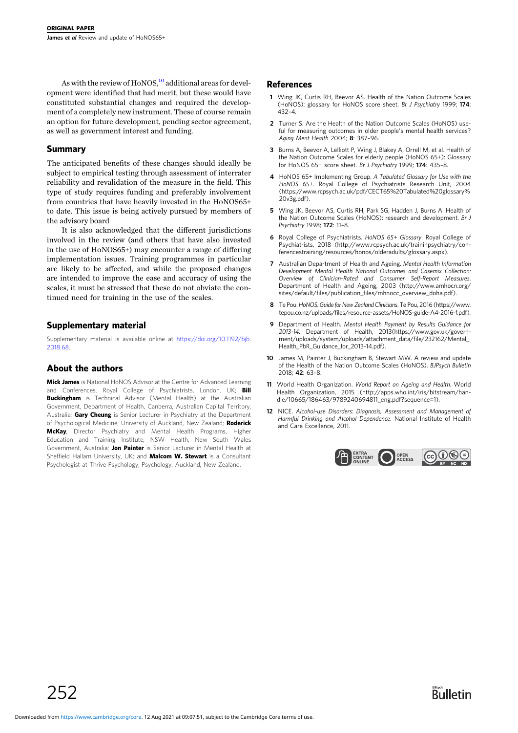As with the review of HoNOS,[10] additional areas for development were identified that had merit, but these would have constituted substantial changes and required the development of a completely new instrument. These of course remain an option for future development, pending sector agreement, as well as government interest and funding.

## Summary

The anticipated benefits of these changes should ideally be subject to empirical testing through assessment of interrater reliability and revalidation of the measure in the field. This type of study requires funding and preferably involvement from countries that have heavily invested in the HoNOS65+ to date. This issue is being actively pursued by members of the advisory board

It is also acknowledged that the different jurisdictions involved in the review (and others that have also invested in the use of HoNOS65+) may encounter a range of differing implementation issues. Training programmes in particular are likely to be affected, and while the proposed changes are intended to improve the ease and accuracy of using the scales, it must be stressed that these do not obviate the continued need for training in the use of the scales.

## Supplementary material

Supplementary material is available online at https://doi.org/10.1192/bjb.2018.68.

## About the authors

**Mick James** is National HoNOS Advisor at the Centre for Advanced Learning and Conferences, Royal College of Psychiatrists, London, UK; **Bill Buckingham** is Technical Advisor (Mental Health) at the Australian Government, Department of Health, Canberra, Australian Capital Territory, Australia; **Gary Cheung** is Senior Lecturer in Psychiatry at the Department of Psychological Medicine, University of Auckland, New Zealand; **Roderick McKay**, Director Psychiatry and Mental Health Programs, Higher Education and Training Institute, NSW Health, New South Wales Government, Australia; **Jon Painter** is Senior Lecturer in Mental Health at Sheffield Hallam University, UK; and **Malcom W. Stewart** is a Consultant Psychologist at Thrive Psychology, Psychology, Auckland, New Zealand.

## References

1. Wing JK, Curtis RH, Beevor AS. Health of the Nation Outcome Scales (HoNOS): glossary for HoNOS score sheet. *Br J Psychiatry* 1999; **174**: 432–4.
2. Turner S. Are the Health of the Nation Outcome Scales (HoNOS) useful for measuring outcomes in older people's mental health services? *Aging Ment Health* 2004; **8**: 387–96.
3. Burns A, Beevor A, Lelliott P, Wing J, Blakey A, Orrell M, et al. Health of the Nation Outcome Scales for elderly people (HoNOS 65+): Glossary for HoNOS 65+ score sheet. *Br J Psychiatry* 1999; **174**: 435–8.
4. HoNOS 65+ Implementing Group. *A Tabulated Glossary for Use with the HoNOS 65+*. Royal College of Psychiatrists Research Unit, 2004 (https://www.rcpsych.ac.uk/pdf/CECT65%20Tabulated%20glossary%20v3g.pdf).
5. Wing JK, Beevor AS, Curtis RH, Park SG, Hadden J, Burns A. Health of the Nation Outcome Scales (HoNOS): research and development. *Br J Psychiatry* 1998; **172**: 11–8.
6. Royal College of Psychiatrists. *HoNOS 65+ Glossary*. Royal College of Psychiatrists, 2018 (http://www.rcpsych.ac.uk/traininpsychiatry/conferencestraining/resources/honos/olderadults/glossary.aspx).
7. Australian Department of Health and Ageing. *Mental Health Information Development Mental Health National Outcomes and Casemix Collection: Overview of Clinician-Rated and Consumer Self-Report Measures*. Department of Health and Ageing, 2003 (http://www.amhocn.org/sites/default/files/publication_files/mhnocc_overview_doha.pdf).
8. Te Pou. *HoNOS: Guide for New Zealand Clinicians*. Te Pou, 2016 (https://www.tepou.co.nz/uploads/files/resource-assets/HoNOS-guide-A4-2016-f.pdf).
9. Department of Health. *Mental Health Payment by Results Guidance for 2013-14*. Department of Health, 2013(https://www.gov.uk/government/uploads/system/uploads/attachment_data/file/232162/Mental_Health_PbR_Guidance_for_2013-14.pdf).
10. James M, Painter J, Buckingham B, Stewart MW. A review and update of the Health of the Nation Outcome Scales (HoNOS). *BJPsych Bulletin* 2018; **42**: 63–8.
11. World Health Organization. *World Report on Ageing and Health*. World Health Organization, 2015 (http://apps.who.int/iris/bitstream/handle/10665/186463/9789240694811_eng.pdf?sequence=1).
12. NICE. *Alcohol-use Disorders: Diagnosis, Assessment and Management of Harmful Drinking and Alcohol Dependence*. National Institute of Health and Care Excellence, 2011.